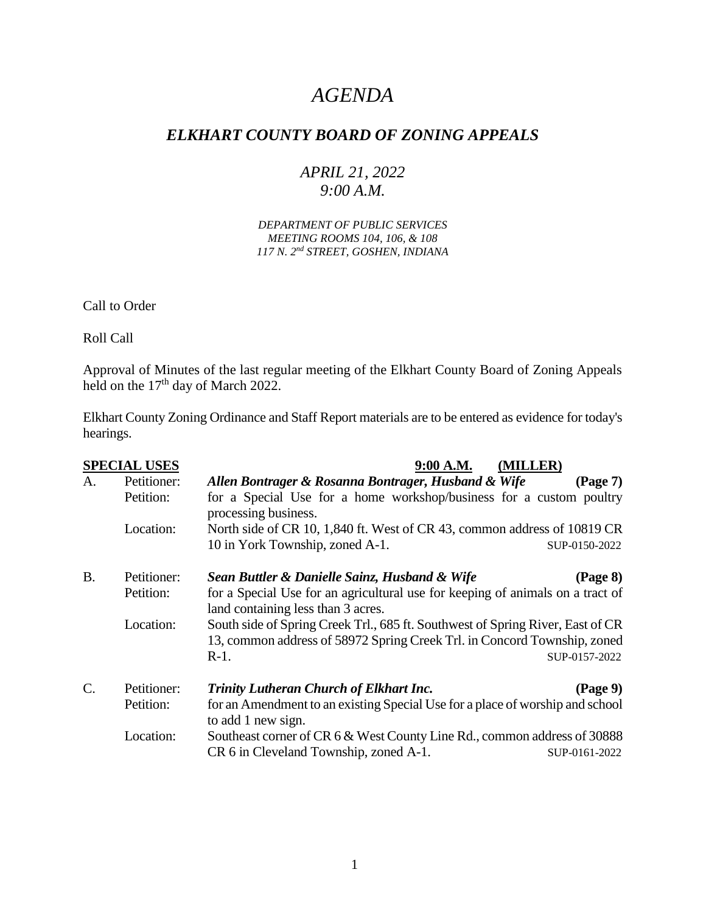# *AGENDA*

## *ELKHART COUNTY BOARD OF ZONING APPEALS*

### *APRIL 21, 2022*
### *9:00 A.M.*

*DEPARTMENT OF PUBLIC SERVICES*
*MEETING ROOMS 104, 106, & 108*
*117 N. 2nd STREET, GOSHEN, INDIANA*

Call to Order

Roll Call

Approval of Minutes of the last regular meeting of the Elkhart County Board of Zoning Appeals held on the 17th day of March 2022.

Elkhart County Zoning Ordinance and Staff Report materials are to be entered as evidence for today's hearings.

**SPECIAL USES** **9:00 A.M.** **(MILLER)**

A. Petitioner: ***Allen Bontrager & Rosanna Bontrager, Husband & Wife*** **(Page 7)**
Petition: for a Special Use for a home workshop/business for a custom poultry processing business.
Location: North side of CR 10, 1,840 ft. West of CR 43, common address of 10819 CR 10 in York Township, zoned A-1. SUP-0150-2022

B. Petitioner: ***Sean Buttler & Danielle Sainz, Husband & Wife*** **(Page 8)**
Petition: for a Special Use for an agricultural use for keeping of animals on a tract of land containing less than 3 acres.
Location: South side of Spring Creek Trl., 685 ft. Southwest of Spring River, East of CR 13, common address of 58972 Spring Creek Trl. in Concord Township, zoned R-1. SUP-0157-2022

C. Petitioner: ***Trinity Lutheran Church of Elkhart Inc.*** **(Page 9)**
Petition: for an Amendment to an existing Special Use for a place of worship and school to add 1 new sign.
Location: Southeast corner of CR 6 & West County Line Rd., common address of 30888 CR 6 in Cleveland Township, zoned A-1. SUP-0161-2022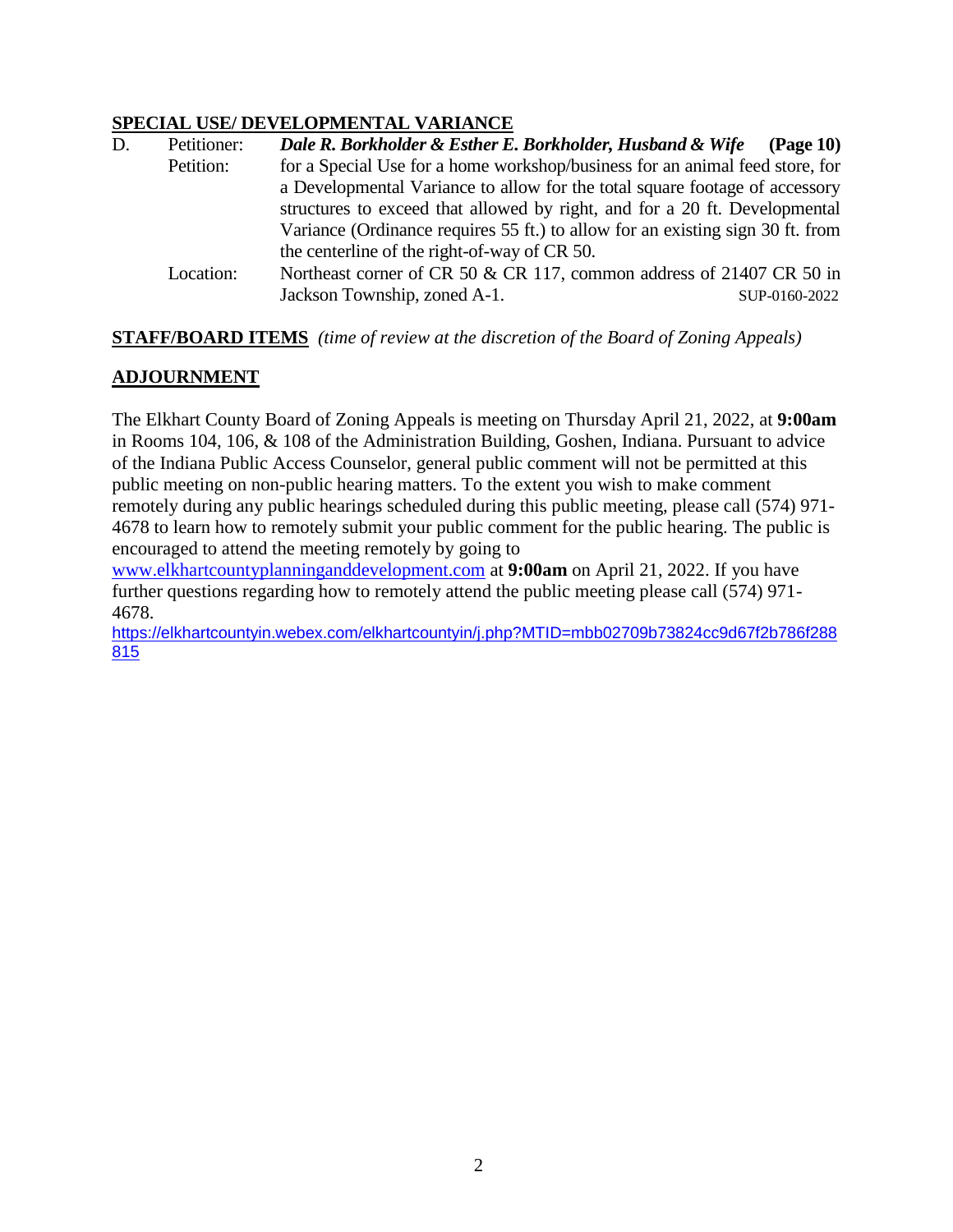## SPECIAL USE/ DEVELOPMENTAL VARIANCE

| | | |
|---|---|---|
| D. | Petitioner: | ***Dale R. Borkholder & Esther E. Borkholder, Husband & Wife*** **(Page 10)** |
| | Petition: | for a Special Use for a home workshop/business for an animal feed store, for a Developmental Variance to allow for the total square footage of accessory structures to exceed that allowed by right, and for a 20 ft. Developmental Variance (Ordinance requires 55 ft.) to allow for an existing sign 30 ft. from the centerline of the right-of-way of CR 50. |
| | Location: | Northeast corner of CR 50 & CR 117, common address of 21407 CR 50 in Jackson Township, zoned A-1. SUP-0160-2022 |

**STAFF/BOARD ITEMS** *(time of review at the discretion of the Board of Zoning Appeals)*

## ADJOURNMENT

The Elkhart County Board of Zoning Appeals is meeting on Thursday April 21, 2022, at **9:00am** in Rooms 104, 106, & 108 of the Administration Building, Goshen, Indiana. Pursuant to advice of the Indiana Public Access Counselor, general public comment will not be permitted at this public meeting on non-public hearing matters. To the extent you wish to make comment remotely during any public hearings scheduled during this public meeting, please call (574) 971-4678 to learn how to remotely submit your public comment for the public hearing. The public is encouraged to attend the meeting remotely by going to www.elkhartcountyplanninganddevelopment.com at **9:00am** on April 21, 2022. If you have further questions regarding how to remotely attend the public meeting please call (574) 971-4678.

https://elkhartcountyin.webex.com/elkhartcountyin/j.php?MTID=mbb02709b73824cc9d67f2b786f288815